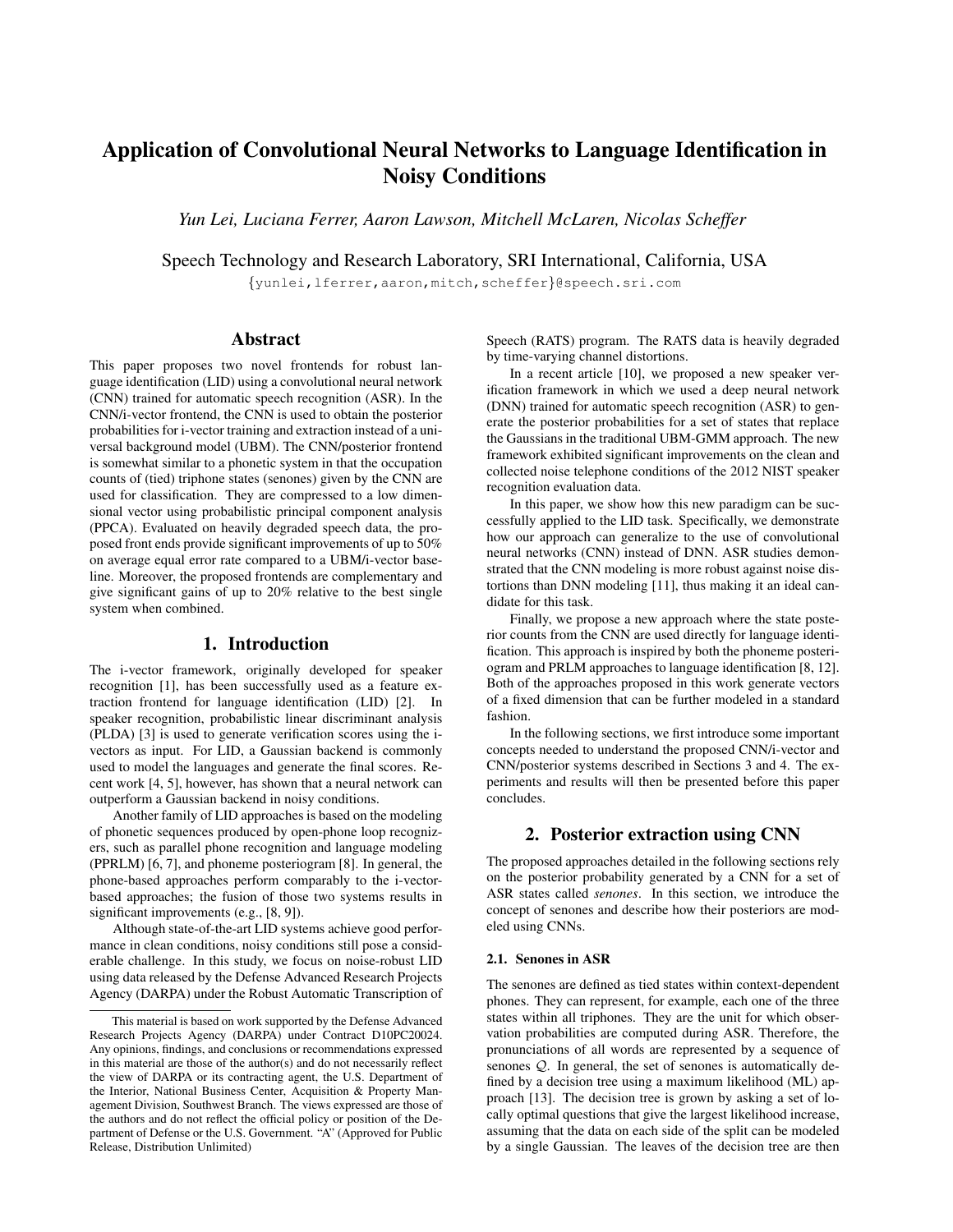# Application of Convolutional Neural Networks to Language Identification in Noisy Conditions

*Yun Lei, Luciana Ferrer, Aaron Lawson, Mitchell McLaren, Nicolas Scheffer*

Speech Technology and Research Laboratory, SRI International, California, USA

{yunlei,lferrer,aaron,mitch,scheffer}@speech.sri.com

## Abstract

This paper proposes two novel frontends for robust language identification (LID) using a convolutional neural network (CNN) trained for automatic speech recognition (ASR). In the CNN/i-vector frontend, the CNN is used to obtain the posterior probabilities for i-vector training and extraction instead of a universal background model (UBM). The CNN/posterior frontend is somewhat similar to a phonetic system in that the occupation counts of (tied) triphone states (senones) given by the CNN are used for classification. They are compressed to a low dimensional vector using probabilistic principal component analysis (PPCA). Evaluated on heavily degraded speech data, the proposed front ends provide significant improvements of up to 50% on average equal error rate compared to a UBM/i-vector baseline. Moreover, the proposed frontends are complementary and give significant gains of up to 20% relative to the best single system when combined.

## 1. Introduction

The i-vector framework, originally developed for speaker recognition [1], has been successfully used as a feature extraction frontend for language identification (LID) [2]. In speaker recognition, probabilistic linear discriminant analysis (PLDA) [3] is used to generate verification scores using the i-vectors as input. For LID, a Gaussian backend is commonly used to model the languages and generate the final scores. Recent work [4, 5], however, has shown that a neural network can outperform a Gaussian backend in noisy conditions.

Another family of LID approaches is based on the modeling of phonetic sequences produced by open-phone loop recognizers, such as parallel phone recognition and language modeling (PPRLM) [6, 7], and phoneme posteriogram [8]. In general, the phone-based approaches perform comparably to the i-vector-based approaches; the fusion of those two systems results in significant improvements (e.g., [8, 9]).

Although state-of-the-art LID systems achieve good performance in clean conditions, noisy conditions still pose a considerable challenge. In this study, we focus on noise-robust LID using data released by the Defense Advanced Research Projects Agency (DARPA) under the Robust Automatic Transcription of Speech (RATS) program. The RATS data is heavily degraded by time-varying channel distortions.

In a recent article [10], we proposed a new speaker verification framework in which we used a deep neural network (DNN) trained for automatic speech recognition (ASR) to generate the posterior probabilities for a set of states that replace the Gaussians in the traditional UBM-GMM approach. The new framework exhibited significant improvements on the clean and collected noise telephone conditions of the 2012 NIST speaker recognition evaluation data.

In this paper, we show how this new paradigm can be successfully applied to the LID task. Specifically, we demonstrate how our approach can generalize to the use of convolutional neural networks (CNN) instead of DNN. ASR studies demonstrated that the CNN modeling is more robust against noise distortions than DNN modeling [11], thus making it an ideal candidate for this task.

Finally, we propose a new approach where the state posterior counts from the CNN are used directly for language identification. This approach is inspired by both the phoneme posteriogram and PRLM approaches to language identification [8, 12]. Both of the approaches proposed in this work generate vectors of a fixed dimension that can be further modeled in a standard fashion.

In the following sections, we first introduce some important concepts needed to understand the proposed CNN/i-vector and CNN/posterior systems described in Sections 3 and 4. The experiments and results will then be presented before this paper concludes.

## 2. Posterior extraction using CNN

The proposed approaches detailed in the following sections rely on the posterior probability generated by a CNN for a set of ASR states called *senones*. In this section, we introduce the concept of senones and describe how their posteriors are modeled using CNNs.

### 2.1. Senones in ASR

The senones are defined as tied states within context-dependent phones. They can represent, for example, each one of the three states within all triphones. They are the unit for which observation probabilities are computed during ASR. Therefore, the pronunciations of all words are represented by a sequence of senones $\mathcal{Q}$. In general, the set of senones is automatically defined by a decision tree using a maximum likelihood (ML) approach [13]. The decision tree is grown by asking a set of locally optimal questions that give the largest likelihood increase, assuming that the data on each side of the split can be modeled by a single Gaussian. The leaves of the decision tree are then

---

This material is based on work supported by the Defense Advanced Research Projects Agency (DARPA) under Contract D10PC20024. Any opinions, findings, and conclusions or recommendations expressed in this material are those of the author(s) and do not necessarily reflect the view of DARPA or its contracting agent, the U.S. Department of the Interior, National Business Center, Acquisition & Property Management Division, Southwest Branch. The views expressed are those of the authors and do not reflect the official policy or position of the Department of Defense or the U.S. Government. "A" (Approved for Public Release, Distribution Unlimited)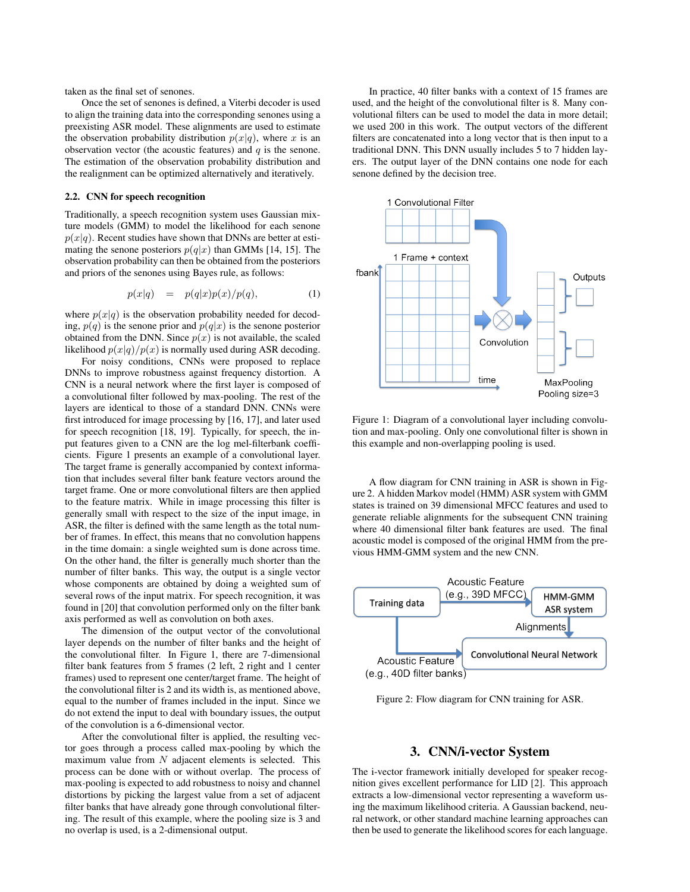taken as the final set of senones.

Once the set of senones is defined, a Viterbi decoder is used to align the training data into the corresponding senones using a preexisting ASR model. These alignments are used to estimate the observation probability distribution $p(x|q)$, where $x$ is an observation vector (the acoustic features) and $q$ is the senone. The estimation of the observation probability distribution and the realignment can be optimized alternatively and iteratively.

### 2.2. CNN for speech recognition

Traditionally, a speech recognition system uses Gaussian mixture models (GMM) to model the likelihood for each senone $p(x|q)$. Recent studies have shown that DNNs are better at estimating the senone posteriors $p(q|x)$ than GMMs [14, 15]. The observation probability can then be obtained from the posteriors and priors of the senones using Bayes rule, as follows:

$$p(x|q) \quad = \quad p(q|x)p(x)/p(q), \tag{1}$$

where $p(x|q)$ is the observation probability needed for decoding, $p(q)$ is the senone prior and $p(q|x)$ is the senone posterior obtained from the DNN. Since $p(x)$ is not available, the scaled likelihood $p(x|q)/p(x)$ is normally used during ASR decoding.

For noisy conditions, CNNs were proposed to replace DNNs to improve robustness against frequency distortion. A CNN is a neural network where the first layer is composed of a convolutional filter followed by max-pooling. The rest of the layers are identical to those of a standard DNN. CNNs were first introduced for image processing by [16, 17], and later used for speech recognition [18, 19]. Typically, for speech, the input features given to a CNN are the log mel-filterbank coefficients. Figure 1 presents an example of a convolutional layer. The target frame is generally accompanied by context information that includes several filter bank feature vectors around the target frame. One or more convolutional filters are then applied to the feature matrix. While in image processing this filter is generally small with respect to the size of the input image, in ASR, the filter is defined with the same length as the total number of frames. In effect, this means that no convolution happens in the time domain: a single weighted sum is done across time. On the other hand, the filter is generally much shorter than the number of filter banks. This way, the output is a single vector whose components are obtained by doing a weighted sum of several rows of the input matrix. For speech recognition, it was found in [20] that convolution performed only on the filter bank axis performed as well as convolution on both axes.

The dimension of the output vector of the convolutional layer depends on the number of filter banks and the height of the convolutional filter. In Figure 1, there are 7-dimensional filter bank features from 5 frames (2 left, 2 right and 1 center frames) used to represent one center/target frame. The height of the convolutional filter is 2 and its width is, as mentioned above, equal to the number of frames included in the input. Since we do not extend the input to deal with boundary issues, the output of the convolution is a 6-dimensional vector.

After the convolutional filter is applied, the resulting vector goes through a process called max-pooling by which the maximum value from $N$ adjacent elements is selected. This process can be done with or without overlap. The process of max-pooling is expected to add robustness to noisy and channel distortions by picking the largest value from a set of adjacent filter banks that have already gone through convolutional filtering. The result of this example, where the pooling size is 3 and no overlap is used, is a 2-dimensional output.

In practice, 40 filter banks with a context of 15 frames are used, and the height of the convolutional filter is 8. Many convolutional filters can be used to model the data in more detail; we used 200 in this work. The output vectors of the different filters are concatenated into a long vector that is then input to a traditional DNN. This DNN usually includes 5 to 7 hidden layers. The output layer of the DNN contains one node for each senone defined by the decision tree.

Figure 1: Diagram of a convolutional layer including convolution and max-pooling. Only one convolutional filter is shown in this example and non-overlapping pooling is used.

A flow diagram for CNN training in ASR is shown in Figure 2. A hidden Markov model (HMM) ASR system with GMM states is trained on 39 dimensional MFCC features and used to generate reliable alignments for the subsequent CNN training where 40 dimensional filter bank features are used. The final acoustic model is composed of the original HMM from the previous HMM-GMM system and the new CNN.

Figure 2: Flow diagram for CNN training for ASR.

## 3. CNN/i-vector System

The i-vector framework initially developed for speaker recognition gives excellent performance for LID [2]. This approach extracts a low-dimensional vector representing a waveform using the maximum likelihood criteria. A Gaussian backend, neural network, or other standard machine learning approaches can then be used to generate the likelihood scores for each language.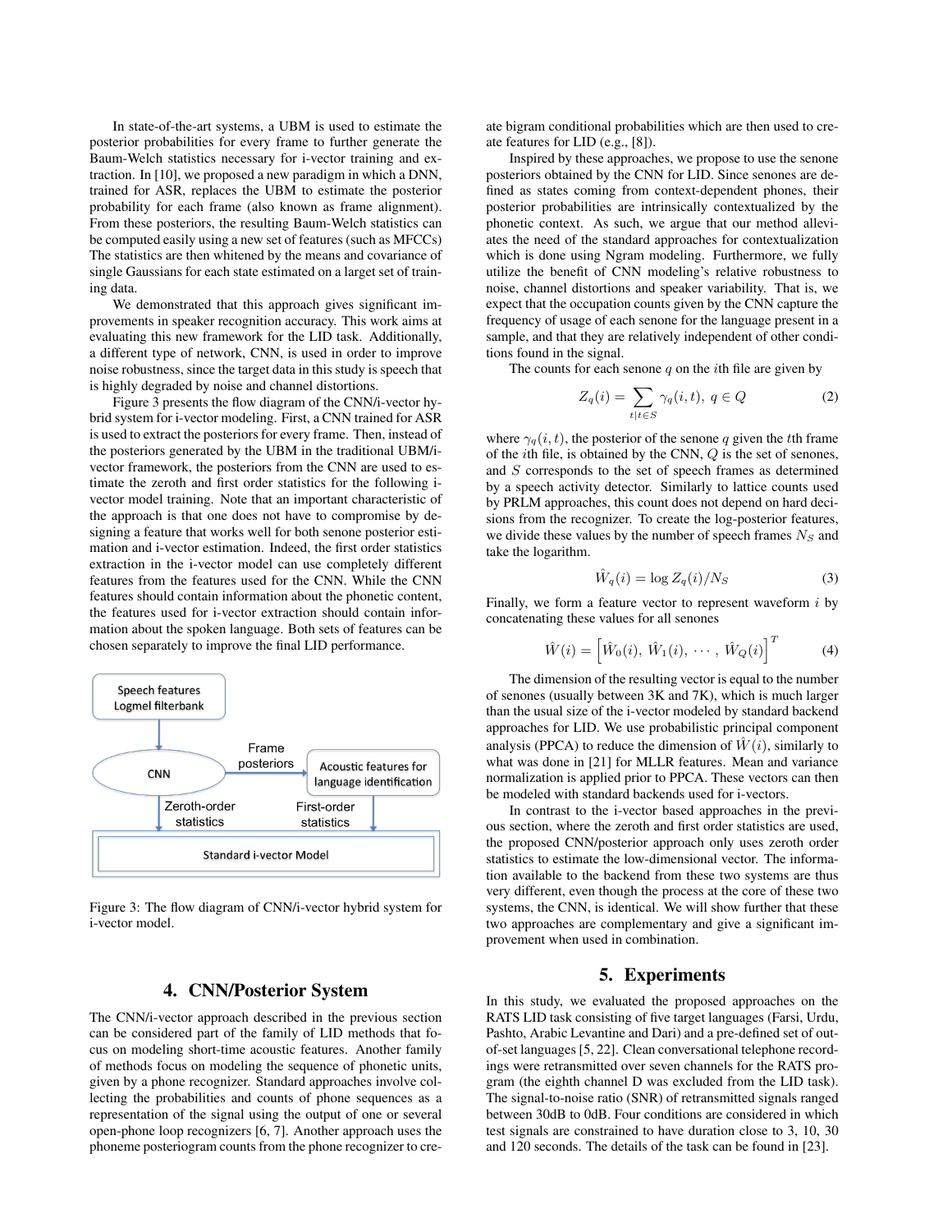In state-of-the-art systems, a UBM is used to estimate the posterior probabilities for every frame to further generate the Baum-Welch statistics necessary for i-vector training and extraction. In [10], we proposed a new paradigm in which a DNN, trained for ASR, replaces the UBM to estimate the posterior probability for each frame (also known as frame alignment). From these posteriors, the resulting Baum-Welch statistics can be computed easily using a new set of features (such as MFCCs) The statistics are then whitened by the means and covariance of single Gaussians for each state estimated on a larget set of training data.

We demonstrated that this approach gives significant improvements in speaker recognition accuracy. This work aims at evaluating this new framework for the LID task. Additionally, a different type of network, CNN, is used in order to improve noise robustness, since the target data in this study is speech that is highly degraded by noise and channel distortions.

Figure 3 presents the flow diagram of the CNN/i-vector hybrid system for i-vector modeling. First, a CNN trained for ASR is used to extract the posteriors for every frame. Then, instead of the posteriors generated by the UBM in the traditional UBM/i-vector framework, the posteriors from the CNN are used to estimate the zeroth and first order statistics for the following i-vector model training. Note that an important characteristic of the approach is that one does not have to compromise by designing a feature that works well for both senone posterior estimation and i-vector estimation. Indeed, the first order statistics extraction in the i-vector model can use completely different features from the features used for the CNN. While the CNN features should contain information about the phonetic content, the features used for i-vector extraction should contain information about the spoken language. Both sets of features can be chosen separately to improve the final LID performance.

Speech features Logmel filterbank → CNN → Frame posteriors → Acoustic features for language identification; Zeroth-order statistics, First-order statistics → Standard i-vector Model

Figure 3: The flow diagram of CNN/i-vector hybrid system for i-vector model.

## 4. CNN/Posterior System

The CNN/i-vector approach described in the previous section can be considered part of the family of LID methods that focus on modeling short-time acoustic features. Another family of methods focus on modeling the sequence of phonetic units, given by a phone recognizer. Standard approaches involve collecting the probabilities and counts of phone sequences as a representation of the signal using the output of one or several open-phone loop recognizers [6, 7]. Another approach uses the phoneme posteriogram counts from the phone recognizer to create bigram conditional probabilities which are then used to create features for LID (e.g., [8]).

Inspired by these approaches, we propose to use the senone posteriors obtained by the CNN for LID. Since senones are defined as states coming from context-dependent phones, their posterior probabilities are intrinsically contextualized by the phonetic context. As such, we argue that our method alleviates the need of the standard approaches for contextualization which is done using Ngram modeling. Furthermore, we fully utilize the benefit of CNN modeling's relative robustness to noise, channel distortions and speaker variability. That is, we expect that the occupation counts given by the CNN capture the frequency of usage of each senone for the language present in a sample, and that they are relatively independent of other conditions found in the signal.

The counts for each senone $q$ on the $i$th file are given by

$$Z_q(i) = \sum_{t|t \in S} \gamma_q(i,t), \; q \in Q \tag{2}$$

where $\gamma_q(i,t)$, the posterior of the senone $q$ given the $t$th frame of the $i$th file, is obtained by the CNN, $Q$ is the set of senones, and $S$ corresponds to the set of speech frames as determined by a speech activity detector. Similarly to lattice counts used by PRLM approaches, this count does not depend on hard decisions from the recognizer. To create the log-posterior features, we divide these values by the number of speech frames $N_S$ and take the logarithm.

$$\hat{W}_q(i) = \log Z_q(i)/N_S \tag{3}$$

Finally, we form a feature vector to represent waveform $i$ by concatenating these values for all senones

$$\hat{W}(i) = \left[\hat{W}_0(i),\, \hat{W}_1(i),\, \cdots,\, \hat{W}_Q(i)\right]^T \tag{4}$$

The dimension of the resulting vector is equal to the number of senones (usually between 3K and 7K), which is much larger than the usual size of the i-vector modeled by standard backend approaches for LID. We use probabilistic principal component analysis (PPCA) to reduce the dimension of $\hat{W}(i)$, similarly to what was done in [21] for MLLR features. Mean and variance normalization is applied prior to PPCA. These vectors can then be modeled with standard backends used for i-vectors.

In contrast to the i-vector based approaches in the previous section, where the zeroth and first order statistics are used, the proposed CNN/posterior approach only uses zeroth order statistics to estimate the low-dimensional vector. The information available to the backend from these two systems are thus very different, even though the process at the core of these two systems, the CNN, is identical. We will show further that these two approaches are complementary and give a significant improvement when used in combination.

## 5. Experiments

In this study, we evaluated the proposed approaches on the RATS LID task consisting of five target languages (Farsi, Urdu, Pashto, Arabic Levantine and Dari) and a pre-defined set of out-of-set languages [5, 22]. Clean conversational telephone recordings were retransmitted over seven channels for the RATS program (the eighth channel D was excluded from the LID task). The signal-to-noise ratio (SNR) of retransmitted signals ranged between 30dB to 0dB. Four conditions are considered in which test signals are constrained to have duration close to 3, 10, 30 and 120 seconds. The details of the task can be found in [23].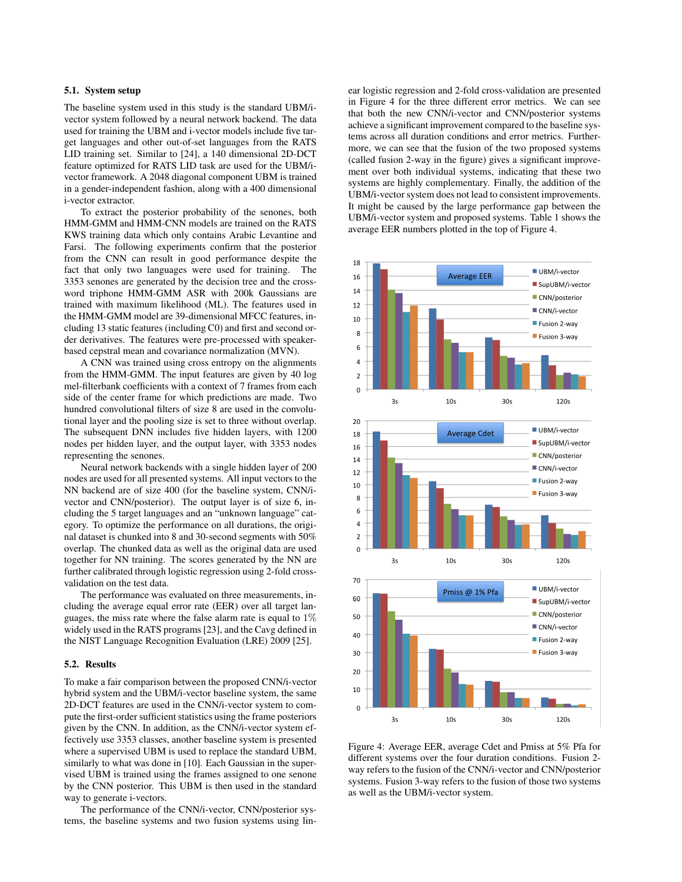### 5.1. System setup

The baseline system used in this study is the standard UBM/i-vector system followed by a neural network backend. The data used for training the UBM and i-vector models include five target languages and other out-of-set languages from the RATS LID training set. Similar to [24], a 140 dimensional 2D-DCT feature optimized for RATS LID task are used for the UBM/i-vector framework. A 2048 diagonal component UBM is trained in a gender-independent fashion, along with a 400 dimensional i-vector extractor.

To extract the posterior probability of the senones, both HMM-GMM and HMM-CNN models are trained on the RATS KWS training data which only contains Arabic Levantine and Farsi. The following experiments confirm that the posterior from the CNN can result in good performance despite the fact that only two languages were used for training. The 3353 senones are generated by the decision tree and the cross-word triphone HMM-GMM ASR with 200k Gaussians are trained with maximum likelihood (ML). The features used in the HMM-GMM model are 39-dimensional MFCC features, including 13 static features (including C0) and first and second order derivatives. The features were pre-processed with speaker-based cepstral mean and covariance normalization (MVN).

A CNN was trained using cross entropy on the alignments from the HMM-GMM. The input features are given by 40 log mel-filterbank coefficients with a context of 7 frames from each side of the center frame for which predictions are made. Two hundred convolutional filters of size 8 are used in the convolutional layer and the pooling size is set to three without overlap. The subsequent DNN includes five hidden layers, with 1200 nodes per hidden layer, and the output layer, with 3353 nodes representing the senones.

Neural network backends with a single hidden layer of 200 nodes are used for all presented systems. All input vectors to the NN backend are of size 400 (for the baseline system, CNN/i-vector and CNN/posterior). The output layer is of size 6, including the 5 target languages and an "unknown language" category. To optimize the performance on all durations, the original dataset is chunked into 8 and 30-second segments with 50% overlap. The chunked data as well as the original data are used together for NN training. The scores generated by the NN are further calibrated through logistic regression using 2-fold cross-validation on the test data.

The performance was evaluated on three measurements, including the average equal error rate (EER) over all target languages, the miss rate where the false alarm rate is equal to 1% widely used in the RATS programs [23], and the Cavg defined in the NIST Language Recognition Evaluation (LRE) 2009 [25].

### 5.2. Results

To make a fair comparison between the proposed CNN/i-vector hybrid system and the UBM/i-vector baseline system, the same 2D-DCT features are used in the CNN/i-vector system to compute the first-order sufficient statistics using the frame posteriors given by the CNN. In addition, as the CNN/i-vector system effectively use 3353 classes, another baseline system is presented where a supervised UBM is used to replace the standard UBM, similarly to what was done in [10]. Each Gaussian in the supervised UBM is trained using the frames assigned to one senone by the CNN posterior. This UBM is then used in the standard way to generate i-vectors.

The performance of the CNN/i-vector, CNN/posterior systems, the baseline systems and two fusion systems using linear logistic regression and 2-fold cross-validation are presented in Figure 4 for the three different error metrics. We can see that both the new CNN/i-vector and CNN/posterior systems achieve a significant improvement compared to the baseline systems across all duration conditions and error metrics. Furthermore, we can see that the fusion of the two proposed systems (called fusion 2-way in the figure) gives a significant improvement over both individual systems, indicating that these two systems are highly complementary. Finally, the addition of the UBM/i-vector system does not lead to consistent improvements. It might be caused by the large performance gap between the UBM/i-vector system and proposed systems. Table 1 shows the average EER numbers plotted in the top of Figure 4.

Figure 4: Average EER, average Cdet and Pmiss at 5% Pfa for different systems over the four duration conditions. Fusion 2-way refers to the fusion of the CNN/i-vector and CNN/posterior systems. Fusion 3-way refers to the fusion of those two systems as well as the UBM/i-vector system.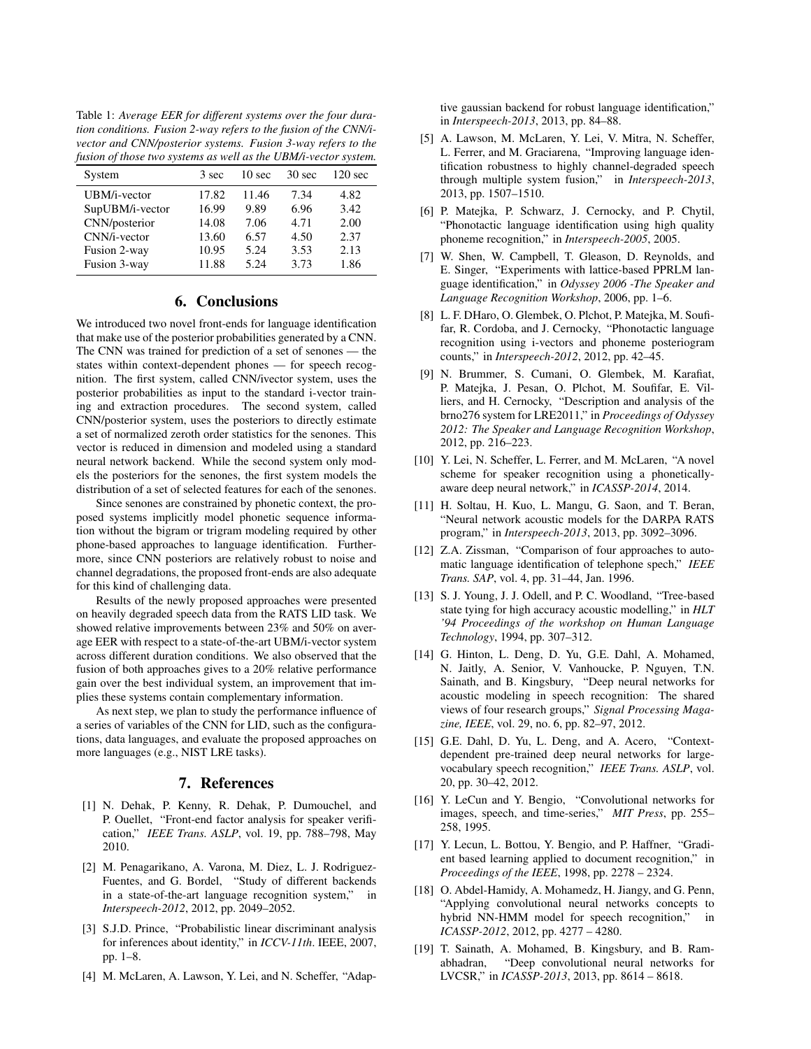Table 1: *Average EER for different systems over the four duration conditions. Fusion 2-way refers to the fusion of the CNN/i-vector and CNN/posterior systems. Fusion 3-way refers to the fusion of those two systems as well as the UBM/i-vector system.*

| System | 3 sec | 10 sec | 30 sec | 120 sec |
|---|---|---|---|---|
| UBM/i-vector | 17.82 | 11.46 | 7.34 | 4.82 |
| SupUBM/i-vector | 16.99 | 9.89 | 6.96 | 3.42 |
| CNN/posterior | 14.08 | 7.06 | 4.71 | 2.00 |
| CNN/i-vector | 13.60 | 6.57 | 4.50 | 2.37 |
| Fusion 2-way | 10.95 | 5.24 | 3.53 | 2.13 |
| Fusion 3-way | 11.88 | 5.24 | 3.73 | 1.86 |

## 6. Conclusions

We introduced two novel front-ends for language identification that make use of the posterior probabilities generated by a CNN. The CNN was trained for prediction of a set of senones — the states within context-dependent phones — for speech recognition. The first system, called CNN/ivector system, uses the posterior probabilities as input to the standard i-vector training and extraction procedures. The second system, called CNN/posterior system, uses the posteriors to directly estimate a set of normalized zeroth order statistics for the senones. This vector is reduced in dimension and modeled using a standard neural network backend. While the second system only models the posteriors for the senones, the first system models the distribution of a set of selected features for each of the senones.

Since senones are constrained by phonetic context, the proposed systems implicitly model phonetic sequence information without the bigram or trigram modeling required by other phone-based approaches to language identification. Furthermore, since CNN posteriors are relatively robust to noise and channel degradations, the proposed front-ends are also adequate for this kind of challenging data.

Results of the newly proposed approaches were presented on heavily degraded speech data from the RATS LID task. We showed relative improvements between 23% and 50% on average EER with respect to a state-of-the-art UBM/i-vector system across different duration conditions. We also observed that the fusion of both approaches gives to a 20% relative performance gain over the best individual system, an improvement that implies these systems contain complementary information.

As next step, we plan to study the performance influence of a series of variables of the CNN for LID, such as the configurations, data languages, and evaluate the proposed approaches on more languages (e.g., NIST LRE tasks).

## 7. References

[1] N. Dehak, P. Kenny, R. Dehak, P. Dumouchel, and P. Ouellet, "Front-end factor analysis for speaker verification," *IEEE Trans. ASLP*, vol. 19, pp. 788–798, May 2010.

[2] M. Penagarikano, A. Varona, M. Diez, L. J. Rodriguez-Fuentes, and G. Bordel, "Study of different backends in a state-of-the-art language recognition system," in *Interspeech-2012*, 2012, pp. 2049–2052.

[3] S.J.D. Prince, "Probabilistic linear discriminant analysis for inferences about identity," in *ICCV-11th*. IEEE, 2007, pp. 1–8.

[4] M. McLaren, A. Lawson, Y. Lei, and N. Scheffer, "Adaptive gaussian backend for robust language identification," in *Interspeech-2013*, 2013, pp. 84–88.

[5] A. Lawson, M. McLaren, Y. Lei, V. Mitra, N. Scheffer, L. Ferrer, and M. Graciarena, "Improving language identification robustness to highly channel-degraded speech through multiple system fusion," in *Interspeech-2013*, 2013, pp. 1507–1510.

[6] P. Matejka, P. Schwarz, J. Cernocky, and P. Chytil, "Phonotactic language identification using high quality phoneme recognition," in *Interspeech-2005*, 2005.

[7] W. Shen, W. Campbell, T. Gleason, D. Reynolds, and E. Singer, "Experiments with lattice-based PPRLM language identification," in *Odyssey 2006 -The Speaker and Language Recognition Workshop*, 2006, pp. 1–6.

[8] L. F. DHaro, O. Glembek, O. Plchot, P. Matejka, M. Soufifar, R. Cordoba, and J. Cernocky, "Phonotactic language recognition using i-vectors and phoneme posteriogram counts," in *Interspeech-2012*, 2012, pp. 42–45.

[9] N. Brummer, S. Cumani, O. Glembek, M. Karafiat, P. Matejka, J. Pesan, O. Plchot, M. Soufifar, E. Villiers, and H. Cernocky, "Description and analysis of the brno276 system for LRE2011," in *Proceedings of Odyssey 2012: The Speaker and Language Recognition Workshop*, 2012, pp. 216–223.

[10] Y. Lei, N. Scheffer, L. Ferrer, and M. McLaren, "A novel scheme for speaker recognition using a phonetically-aware deep neural network," in *ICASSP-2014*, 2014.

[11] H. Soltau, H. Kuo, L. Mangu, G. Saon, and T. Beran, "Neural network acoustic models for the DARPA RATS program," in *Interspeech-2013*, 2013, pp. 3092–3096.

[12] Z.A. Zissman, "Comparison of four approaches to automatic language identification of telephone spech," *IEEE Trans. SAP*, vol. 4, pp. 31–44, Jan. 1996.

[13] S. J. Young, J. J. Odell, and P. C. Woodland, "Tree-based state tying for high accuracy acoustic modelling," in *HLT '94 Proceedings of the workshop on Human Language Technology*, 1994, pp. 307–312.

[14] G. Hinton, L. Deng, D. Yu, G.E. Dahl, A. Mohamed, N. Jaitly, A. Senior, V. Vanhoucke, P. Nguyen, T.N. Sainath, and B. Kingsbury, "Deep neural networks for acoustic modeling in speech recognition: The shared views of four research groups," *Signal Processing Magazine, IEEE*, vol. 29, no. 6, pp. 82–97, 2012.

[15] G.E. Dahl, D. Yu, L. Deng, and A. Acero, "Context-dependent pre-trained deep neural networks for large-vocabulary speech recognition," *IEEE Trans. ASLP*, vol. 20, pp. 30–42, 2012.

[16] Y. LeCun and Y. Bengio, "Convolutional networks for images, speech, and time-series," *MIT Press*, pp. 255–258, 1995.

[17] Y. Lecun, L. Bottou, Y. Bengio, and P. Haffner, "Gradient based learning applied to document recognition," in *Proceedings of the IEEE*, 1998, pp. 2278 – 2324.

[18] O. Abdel-Hamidy, A. Mohamedz, H. Jiangy, and G. Penn, "Applying convolutional neural networks concepts to hybrid NN-HMM model for speech recognition," in *ICASSP-2012*, 2012, pp. 4277 – 4280.

[19] T. Sainath, A. Mohamed, B. Kingsbury, and B. Ramabhadran, "Deep convolutional neural networks for LVCSR," in *ICASSP-2013*, 2013, pp. 8614 – 8618.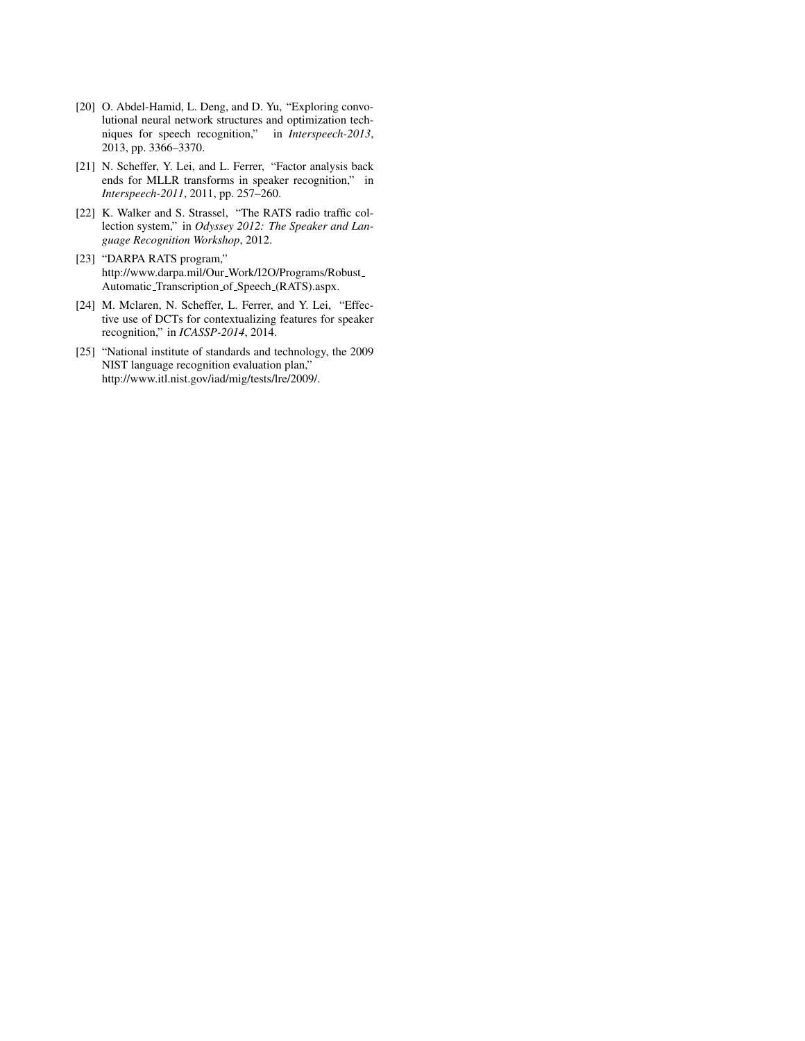[20] O. Abdel-Hamid, L. Deng, and D. Yu, "Exploring convolutional neural network structures and optimization techniques for speech recognition," in *Interspeech-2013*, 2013, pp. 3366–3370.

[21] N. Scheffer, Y. Lei, and L. Ferrer, "Factor analysis back ends for MLLR transforms in speaker recognition," in *Interspeech-2011*, 2011, pp. 257–260.

[22] K. Walker and S. Strassel, "The RATS radio traffic collection system," in *Odyssey 2012: The Speaker and Language Recognition Workshop*, 2012.

[23] "DARPA RATS program," http://www.darpa.mil/Our_Work/I2O/Programs/Robust_Automatic_Transcription_of_Speech_(RATS).aspx.

[24] M. Mclaren, N. Scheffer, L. Ferrer, and Y. Lei, "Effective use of DCTs for contextualizing features for speaker recognition," in *ICASSP-2014*, 2014.

[25] "National institute of standards and technology, the 2009 NIST language recognition evaluation plan," http://www.itl.nist.gov/iad/mig/tests/lre/2009/.